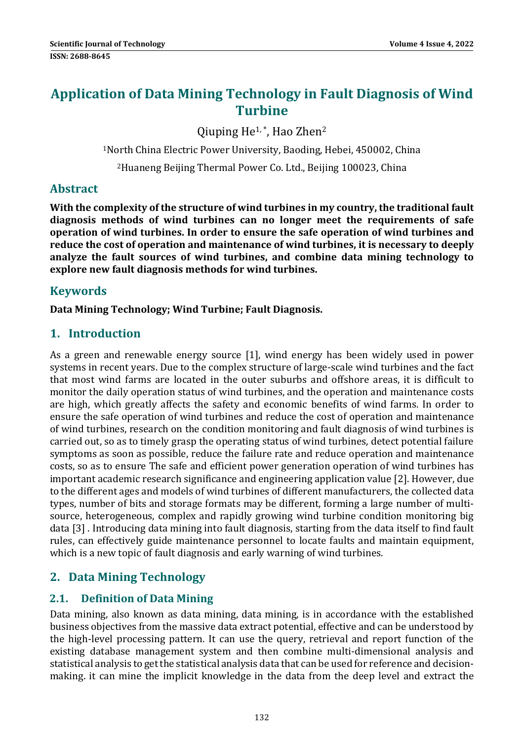# Application of Data Mining Technology in Fault Diagnosis of Wind Turbine

Qiuping He[1,*], Hao Zhen[2]

[1]North China Electric Power University, Baoding, Hebei, 450002, China

[2]Huaneng Beijing Thermal Power Co. Ltd., Beijing 100023, China

## Abstract

**With the complexity of the structure of wind turbines in my country, the traditional fault diagnosis methods of wind turbines can no longer meet the requirements of safe operation of wind turbines. In order to ensure the safe operation of wind turbines and reduce the cost of operation and maintenance of wind turbines, it is necessary to deeply analyze the fault sources of wind turbines, and combine data mining technology to explore new fault diagnosis methods for wind turbines.**

## Keywords

**Data Mining Technology; Wind Turbine; Fault Diagnosis.**

## 1. Introduction

As a green and renewable energy source [1], wind energy has been widely used in power systems in recent years. Due to the complex structure of large-scale wind turbines and the fact that most wind farms are located in the outer suburbs and offshore areas, it is difficult to monitor the daily operation status of wind turbines, and the operation and maintenance costs are high, which greatly affects the safety and economic benefits of wind farms. In order to ensure the safe operation of wind turbines and reduce the cost of operation and maintenance of wind turbines, research on the condition monitoring and fault diagnosis of wind turbines is carried out, so as to timely grasp the operating status of wind turbines, detect potential failure symptoms as soon as possible, reduce the failure rate and reduce operation and maintenance costs, so as to ensure The safe and efficient power generation operation of wind turbines has important academic research significance and engineering application value [2]. However, due to the different ages and models of wind turbines of different manufacturers, the collected data types, number of bits and storage formats may be different, forming a large number of multi-source, heterogeneous, complex and rapidly growing wind turbine condition monitoring big data [3] . Introducing data mining into fault diagnosis, starting from the data itself to find fault rules, can effectively guide maintenance personnel to locate faults and maintain equipment, which is a new topic of fault diagnosis and early warning of wind turbines.

## 2. Data Mining Technology

### 2.1. Definition of Data Mining

Data mining, also known as data mining, data mining, is in accordance with the established business objectives from the massive data extract potential, effective and can be understood by the high-level processing pattern. It can use the query, retrieval and report function of the existing database management system and then combine multi-dimensional analysis and statistical analysis to get the statistical analysis data that can be used for reference and decision-making. it can mine the implicit knowledge in the data from the deep level and extract the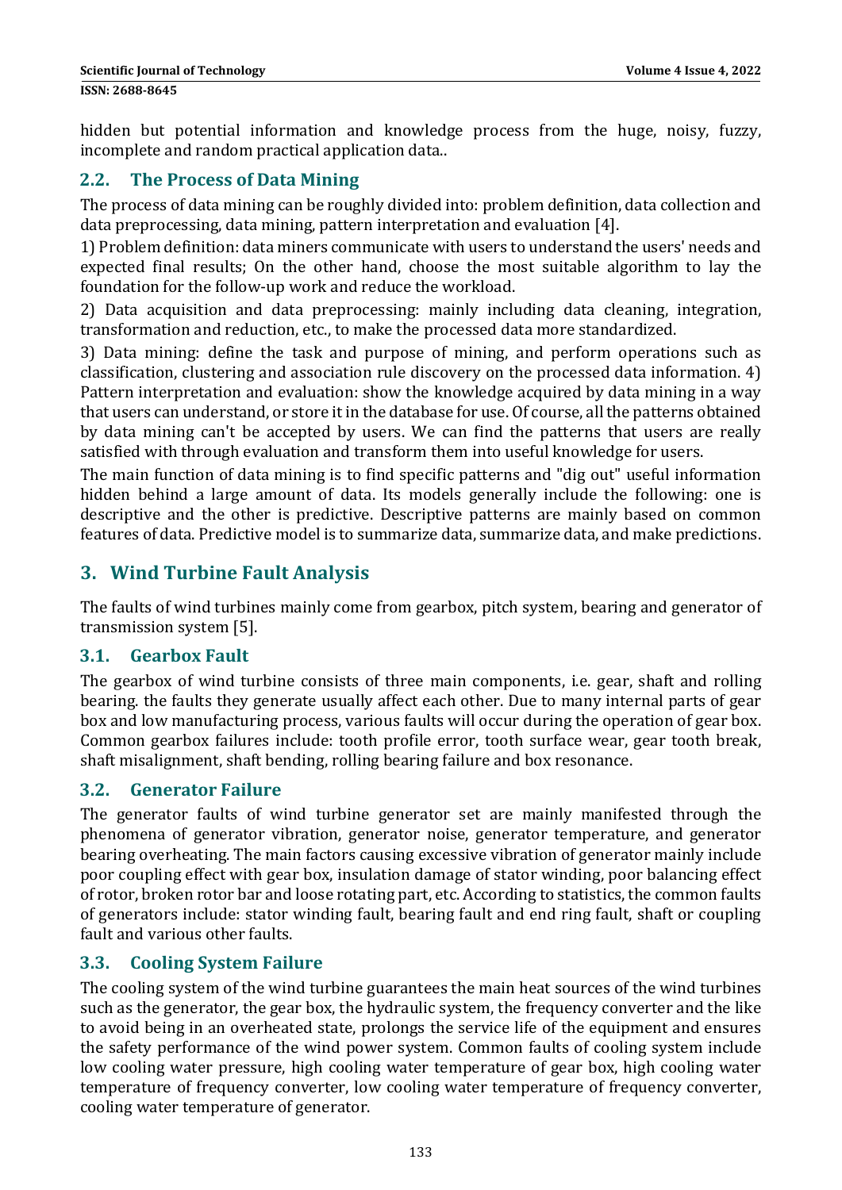hidden but potential information and knowledge process from the huge, noisy, fuzzy, incomplete and random practical application data..

## 2.2. The Process of Data Mining

The process of data mining can be roughly divided into: problem definition, data collection and data preprocessing, data mining, pattern interpretation and evaluation [4].

1) Problem definition: data miners communicate with users to understand the users' needs and expected final results; On the other hand, choose the most suitable algorithm to lay the foundation for the follow-up work and reduce the workload.

2) Data acquisition and data preprocessing: mainly including data cleaning, integration, transformation and reduction, etc., to make the processed data more standardized.

3) Data mining: define the task and purpose of mining, and perform operations such as classification, clustering and association rule discovery on the processed data information. 4) Pattern interpretation and evaluation: show the knowledge acquired by data mining in a way that users can understand, or store it in the database for use. Of course, all the patterns obtained by data mining can't be accepted by users. We can find the patterns that users are really satisfied with through evaluation and transform them into useful knowledge for users.

The main function of data mining is to find specific patterns and "dig out" useful information hidden behind a large amount of data. Its models generally include the following: one is descriptive and the other is predictive. Descriptive patterns are mainly based on common features of data. Predictive model is to summarize data, summarize data, and make predictions.

# 3. Wind Turbine Fault Analysis

The faults of wind turbines mainly come from gearbox, pitch system, bearing and generator of transmission system [5].

## 3.1. Gearbox Fault

The gearbox of wind turbine consists of three main components, i.e. gear, shaft and rolling bearing. the faults they generate usually affect each other. Due to many internal parts of gear box and low manufacturing process, various faults will occur during the operation of gear box. Common gearbox failures include: tooth profile error, tooth surface wear, gear tooth break, shaft misalignment, shaft bending, rolling bearing failure and box resonance.

## 3.2. Generator Failure

The generator faults of wind turbine generator set are mainly manifested through the phenomena of generator vibration, generator noise, generator temperature, and generator bearing overheating. The main factors causing excessive vibration of generator mainly include poor coupling effect with gear box, insulation damage of stator winding, poor balancing effect of rotor, broken rotor bar and loose rotating part, etc. According to statistics, the common faults of generators include: stator winding fault, bearing fault and end ring fault, shaft or coupling fault and various other faults.

## 3.3. Cooling System Failure

The cooling system of the wind turbine guarantees the main heat sources of the wind turbines such as the generator, the gear box, the hydraulic system, the frequency converter and the like to avoid being in an overheated state, prolongs the service life of the equipment and ensures the safety performance of the wind power system. Common faults of cooling system include low cooling water pressure, high cooling water temperature of gear box, high cooling water temperature of frequency converter, low cooling water temperature of frequency converter, cooling water temperature of generator.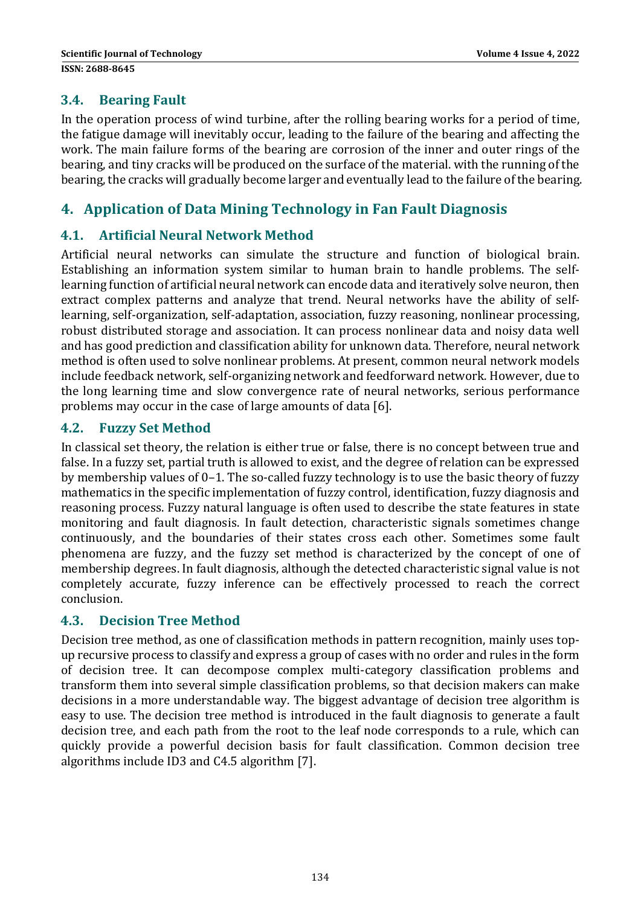### 3.4. Bearing Fault

In the operation process of wind turbine, after the rolling bearing works for a period of time, the fatigue damage will inevitably occur, leading to the failure of the bearing and affecting the work. The main failure forms of the bearing are corrosion of the inner and outer rings of the bearing, and tiny cracks will be produced on the surface of the material. with the running of the bearing, the cracks will gradually become larger and eventually lead to the failure of the bearing.

## 4. Application of Data Mining Technology in Fan Fault Diagnosis

### 4.1. Artificial Neural Network Method

Artificial neural networks can simulate the structure and function of biological brain. Establishing an information system similar to human brain to handle problems. The self-learning function of artificial neural network can encode data and iteratively solve neuron, then extract complex patterns and analyze that trend. Neural networks have the ability of self-learning, self-organization, self-adaptation, association, fuzzy reasoning, nonlinear processing, robust distributed storage and association. It can process nonlinear data and noisy data well and has good prediction and classification ability for unknown data. Therefore, neural network method is often used to solve nonlinear problems. At present, common neural network models include feedback network, self-organizing network and feedforward network. However, due to the long learning time and slow convergence rate of neural networks, serious performance problems may occur in the case of large amounts of data [6].

### 4.2. Fuzzy Set Method

In classical set theory, the relation is either true or false, there is no concept between true and false. In a fuzzy set, partial truth is allowed to exist, and the degree of relation can be expressed by membership values of 0–1. The so-called fuzzy technology is to use the basic theory of fuzzy mathematics in the specific implementation of fuzzy control, identification, fuzzy diagnosis and reasoning process. Fuzzy natural language is often used to describe the state features in state monitoring and fault diagnosis. In fault detection, characteristic signals sometimes change continuously, and the boundaries of their states cross each other. Sometimes some fault phenomena are fuzzy, and the fuzzy set method is characterized by the concept of one of membership degrees. In fault diagnosis, although the detected characteristic signal value is not completely accurate, fuzzy inference can be effectively processed to reach the correct conclusion.

### 4.3. Decision Tree Method

Decision tree method, as one of classification methods in pattern recognition, mainly uses top-up recursive process to classify and express a group of cases with no order and rules in the form of decision tree. It can decompose complex multi-category classification problems and transform them into several simple classification problems, so that decision makers can make decisions in a more understandable way. The biggest advantage of decision tree algorithm is easy to use. The decision tree method is introduced in the fault diagnosis to generate a fault decision tree, and each path from the root to the leaf node corresponds to a rule, which can quickly provide a powerful decision basis for fault classification. Common decision tree algorithms include ID3 and C4.5 algorithm [7].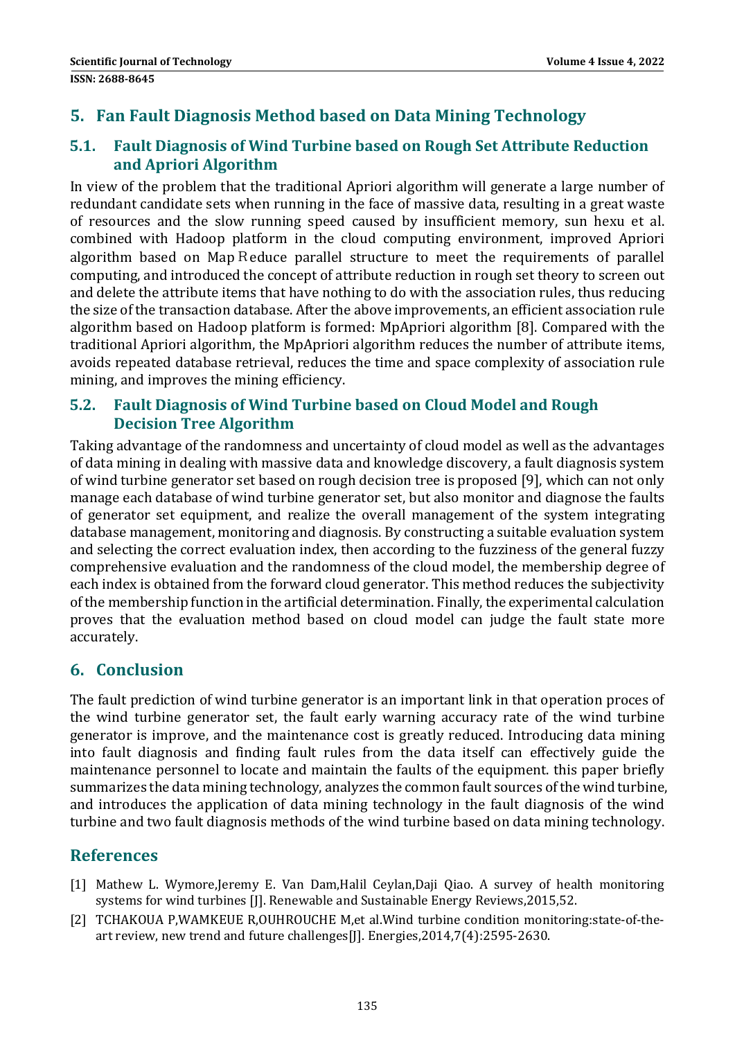## 5. Fan Fault Diagnosis Method based on Data Mining Technology

### 5.1. Fault Diagnosis of Wind Turbine based on Rough Set Attribute Reduction and Apriori Algorithm

In view of the problem that the traditional Apriori algorithm will generate a large number of redundant candidate sets when running in the face of massive data, resulting in a great waste of resources and the slow running speed caused by insufficient memory, sun hexu et al. combined with Hadoop platform in the cloud computing environment, improved Apriori algorithm based on Map Reduce parallel structure to meet the requirements of parallel computing, and introduced the concept of attribute reduction in rough set theory to screen out and delete the attribute items that have nothing to do with the association rules, thus reducing the size of the transaction database. After the above improvements, an efficient association rule algorithm based on Hadoop platform is formed: MpApriori algorithm [8]. Compared with the traditional Apriori algorithm, the MpApriori algorithm reduces the number of attribute items, avoids repeated database retrieval, reduces the time and space complexity of association rule mining, and improves the mining efficiency.

### 5.2. Fault Diagnosis of Wind Turbine based on Cloud Model and Rough Decision Tree Algorithm

Taking advantage of the randomness and uncertainty of cloud model as well as the advantages of data mining in dealing with massive data and knowledge discovery, a fault diagnosis system of wind turbine generator set based on rough decision tree is proposed [9], which can not only manage each database of wind turbine generator set, but also monitor and diagnose the faults of generator set equipment, and realize the overall management of the system integrating database management, monitoring and diagnosis. By constructing a suitable evaluation system and selecting the correct evaluation index, then according to the fuzziness of the general fuzzy comprehensive evaluation and the randomness of the cloud model, the membership degree of each index is obtained from the forward cloud generator. This method reduces the subjectivity of the membership function in the artificial determination. Finally, the experimental calculation proves that the evaluation method based on cloud model can judge the fault state more accurately.

## 6. Conclusion

The fault prediction of wind turbine generator is an important link in that operation proces of the wind turbine generator set, the fault early warning accuracy rate of the wind turbine generator is improve, and the maintenance cost is greatly reduced. Introducing data mining into fault diagnosis and finding fault rules from the data itself can effectively guide the maintenance personnel to locate and maintain the faults of the equipment. this paper briefly summarizes the data mining technology, analyzes the common fault sources of the wind turbine, and introduces the application of data mining technology in the fault diagnosis of the wind turbine and two fault diagnosis methods of the wind turbine based on data mining technology.

## References

[1] Mathew L. Wymore,Jeremy E. Van Dam,Halil Ceylan,Daji Qiao. A survey of health monitoring systems for wind turbines [J]. Renewable and Sustainable Energy Reviews,2015,52.

[2] TCHAKOUA P,WAMKEUE R,OUHROUCHE M,et al.Wind turbine condition monitoring:state-of-the-art review, new trend and future challenges[J]. Energies,2014,7(4):2595-2630.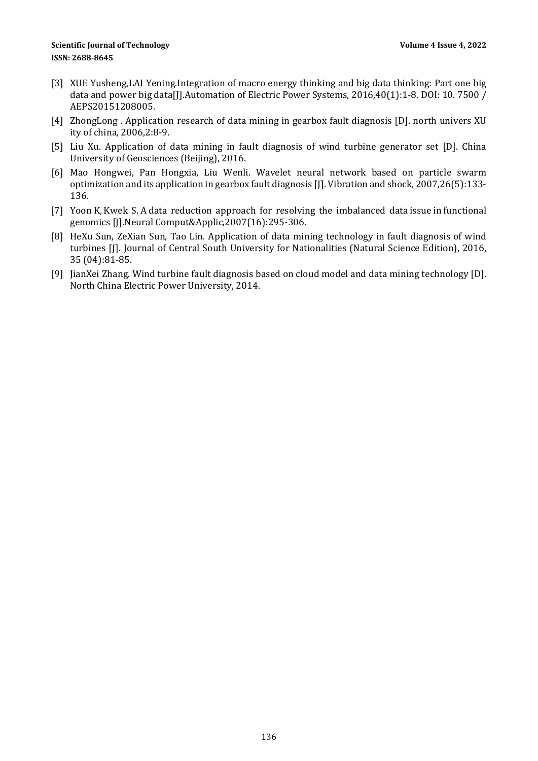[3] XUE Yusheng,LAI Yening.Integration of macro energy thinking and big data thinking: Part one big data and power big data[J].Automation of Electric Power Systems, 2016,40(1):1-8. DOI: 10. 7500 / AEPS20151208005.

[4] ZhongLong . Application research of data mining in gearbox fault diagnosis [D]. north univers XU ity of china, 2006,2:8-9.

[5] Liu Xu. Application of data mining in fault diagnosis of wind turbine generator set [D]. China University of Geosciences (Beijing), 2016.

[6] Mao Hongwei, Pan Hongxia, Liu Wenli. Wavelet neural network based on particle swarm optimization and its application in gearbox fault diagnosis [J]. Vibration and shock, 2007,26(5):133-136.

[7] Yoon K, Kwek S. A data reduction approach for resolving the imbalanced data issue in functional genomics [J].Neural Comput&Applic,2007(16):295-306.

[8] HeXu Sun, ZeXian Sun, Tao Lin. Application of data mining technology in fault diagnosis of wind turbines [J]. Journal of Central South University for Nationalities (Natural Science Edition), 2016, 35 (04):81-85.

[9] JianXei Zhang. Wind turbine fault diagnosis based on cloud model and data mining technology [D]. North China Electric Power University, 2014.